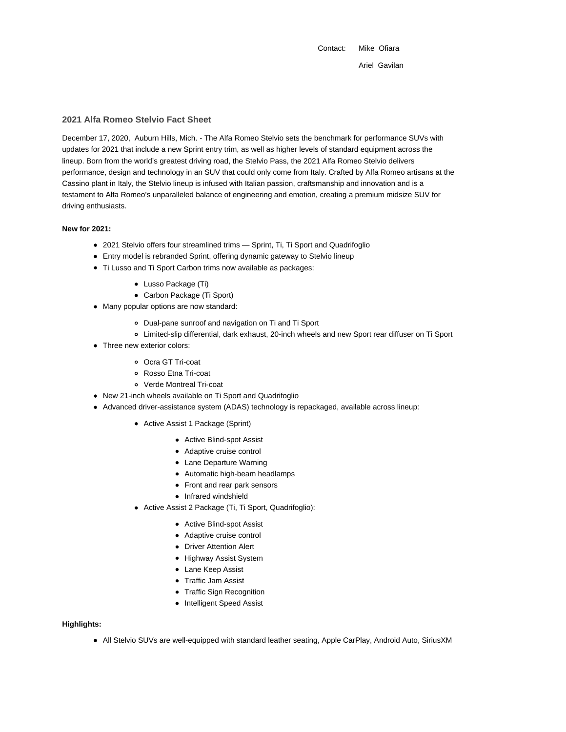Contact: Mike Ofiara

Ariel Gavilan

## 2021 Alfa Romeo Stelvio Fact Sheet

December 17, 2020, Auburn Hills, Mich. - The Alfa Romeo Stelvio sets the benchmark for performance SUVs with updates for 2021 that include a new Sprint entry trim, as well as higher levels of standard equipment across the lineup. Born from the world's greatest driving road, the Stelvio Pass, the 2021 Alfa Romeo Stelvio delivers performance, design and technology in an SUV that could only come from Italy. Crafted by Alfa Romeo artisans at the Cassino plant in Italy, the Stelvio lineup is infused with Italian passion, craftsmanship and innovation and is a testament to Alfa Romeo's unparalleled balance of engineering and emotion, creating a premium midsize SUV for driving enthusiasts.

**New for 2021:**

- 2021 Stelvio offers four streamlined trims — Sprint, Ti, Ti Sport and Quadrifoglio
- Entry model is rebranded Sprint, offering dynamic gateway to Stelvio lineup
- Ti Lusso and Ti Sport Carbon trims now available as packages:
    - Lusso Package (Ti)
    - Carbon Package (Ti Sport)
- Many popular options are now standard:
    - Dual-pane sunroof and navigation on Ti and Ti Sport
    - Limited-slip differential, dark exhaust, 20-inch wheels and new Sport rear diffuser on Ti Sport
- Three new exterior colors:
    - Ocra GT Tri-coat
    - Rosso Etna Tri-coat
    - Verde Montreal Tri-coat
- New 21-inch wheels available on Ti Sport and Quadrifoglio
- Advanced driver-assistance system (ADAS) technology is repackaged, available across lineup:
    - Active Assist 1 Package (Sprint)
        - Active Blind-spot Assist
        - Adaptive cruise control
        - Lane Departure Warning
        - Automatic high-beam headlamps
        - Front and rear park sensors
        - Infrared windshield
    - Active Assist 2 Package (Ti, Ti Sport, Quadrifoglio):
        - Active Blind-spot Assist
        - Adaptive cruise control
        - Driver Attention Alert
        - Highway Assist System
        - Lane Keep Assist
        - Traffic Jam Assist
        - Traffic Sign Recognition
        - Intelligent Speed Assist

**Highlights:**

- All Stelvio SUVs are well-equipped with standard leather seating, Apple CarPlay, Android Auto, SiriusXM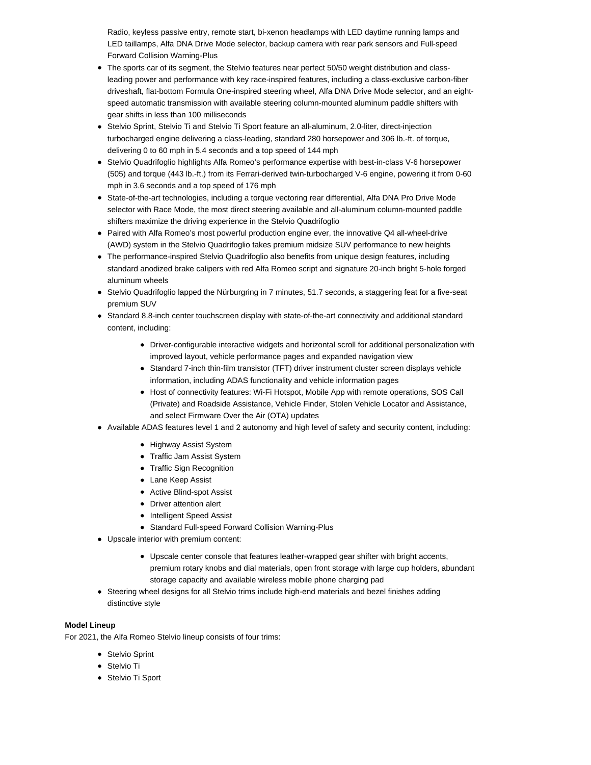Radio, keyless passive entry, remote start, bi-xenon headlamps with LED daytime running lamps and LED taillamps, Alfa DNA Drive Mode selector, backup camera with rear park sensors and Full-speed Forward Collision Warning-Plus

- The sports car of its segment, the Stelvio features near perfect 50/50 weight distribution and class-leading power and performance with key race-inspired features, including a class-exclusive carbon-fiber driveshaft, flat-bottom Formula One-inspired steering wheel, Alfa DNA Drive Mode selector, and an eight-speed automatic transmission with available steering column-mounted aluminum paddle shifters with gear shifts in less than 100 milliseconds
- Stelvio Sprint, Stelvio Ti and Stelvio Ti Sport feature an all-aluminum, 2.0-liter, direct-injection turbocharged engine delivering a class-leading, standard 280 horsepower and 306 lb.-ft. of torque, delivering 0 to 60 mph in 5.4 seconds and a top speed of 144 mph
- Stelvio Quadrifoglio highlights Alfa Romeo's performance expertise with best-in-class V-6 horsepower (505) and torque (443 lb.-ft.) from its Ferrari-derived twin-turbocharged V-6 engine, powering it from 0-60 mph in 3.6 seconds and a top speed of 176 mph
- State-of-the-art technologies, including a torque vectoring rear differential, Alfa DNA Pro Drive Mode selector with Race Mode, the most direct steering available and all-aluminum column-mounted paddle shifters maximize the driving experience in the Stelvio Quadrifoglio
- Paired with Alfa Romeo's most powerful production engine ever, the innovative Q4 all-wheel-drive (AWD) system in the Stelvio Quadrifoglio takes premium midsize SUV performance to new heights
- The performance-inspired Stelvio Quadrifoglio also benefits from unique design features, including standard anodized brake calipers with red Alfa Romeo script and signature 20-inch bright 5-hole forged aluminum wheels
- Stelvio Quadrifoglio lapped the Nürburgring in 7 minutes, 51.7 seconds, a staggering feat for a five-seat premium SUV
- Standard 8.8-inch center touchscreen display with state-of-the-art connectivity and additional standard content, including:
    - Driver-configurable interactive widgets and horizontal scroll for additional personalization with improved layout, vehicle performance pages and expanded navigation view
    - Standard 7-inch thin-film transistor (TFT) driver instrument cluster screen displays vehicle information, including ADAS functionality and vehicle information pages
    - Host of connectivity features: Wi-Fi Hotspot, Mobile App with remote operations, SOS Call (Private) and Roadside Assistance, Vehicle Finder, Stolen Vehicle Locator and Assistance, and select Firmware Over the Air (OTA) updates
- Available ADAS features level 1 and 2 autonomy and high level of safety and security content, including:
    - Highway Assist System
    - Traffic Jam Assist System
    - Traffic Sign Recognition
    - Lane Keep Assist
    - Active Blind-spot Assist
    - Driver attention alert
    - Intelligent Speed Assist
    - Standard Full-speed Forward Collision Warning-Plus
- Upscale interior with premium content:
    - Upscale center console that features leather-wrapped gear shifter with bright accents, premium rotary knobs and dial materials, open front storage with large cup holders, abundant storage capacity and available wireless mobile phone charging pad
- Steering wheel designs for all Stelvio trims include high-end materials and bezel finishes adding distinctive style

**Model Lineup**

For 2021, the Alfa Romeo Stelvio lineup consists of four trims:

- Stelvio Sprint
- Stelvio Ti
- Stelvio Ti Sport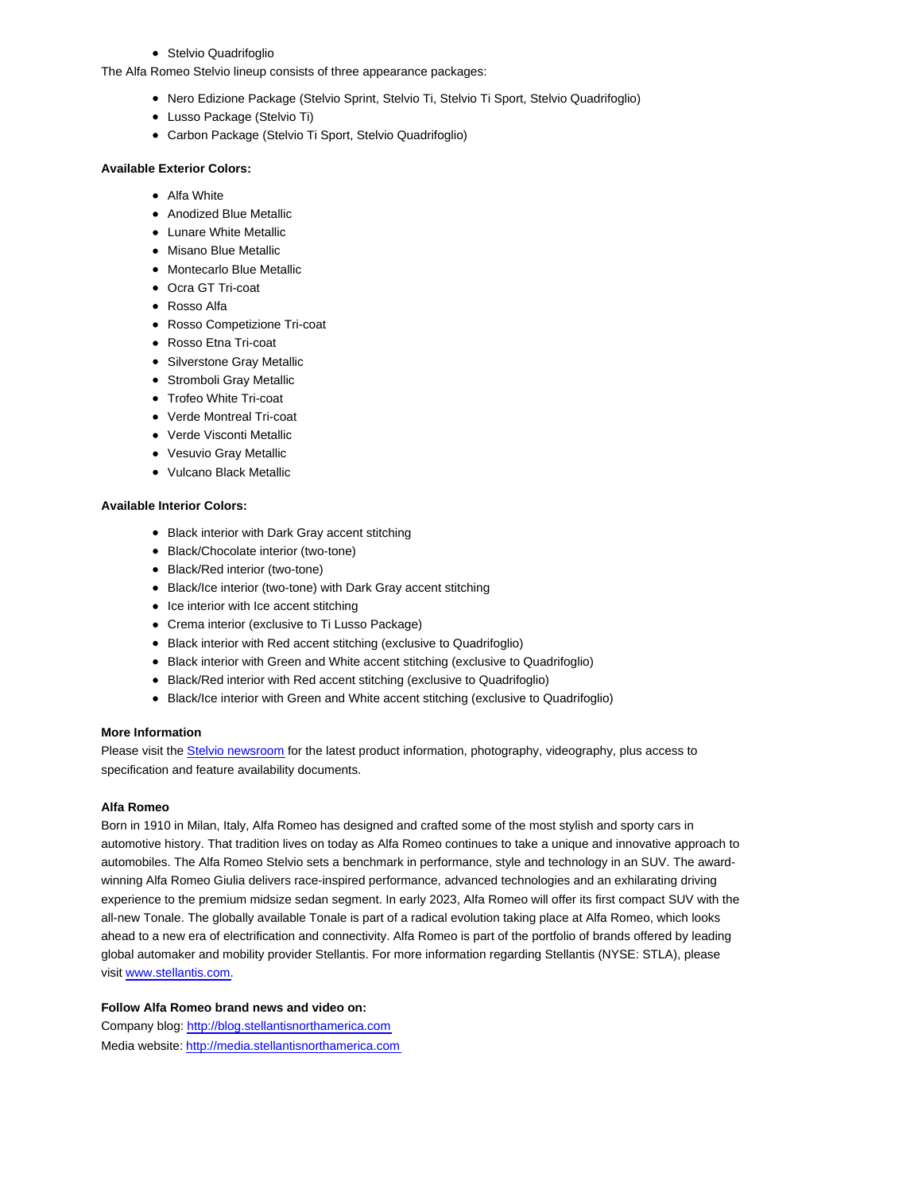- Stelvio Quadrifoglio

The Alfa Romeo Stelvio lineup consists of three appearance packages:

- Nero Edizione Package (Stelvio Sprint, Stelvio Ti, Stelvio Ti Sport, Stelvio Quadrifoglio)
- Lusso Package (Stelvio Ti)
- Carbon Package (Stelvio Ti Sport, Stelvio Quadrifoglio)

**Available Exterior Colors:**

- Alfa White
- Anodized Blue Metallic
- Lunare White Metallic
- Misano Blue Metallic
- Montecarlo Blue Metallic
- Ocra GT Tri-coat
- Rosso Alfa
- Rosso Competizione Tri-coat
- Rosso Etna Tri-coat
- Silverstone Gray Metallic
- Stromboli Gray Metallic
- Trofeo White Tri-coat
- Verde Montreal Tri-coat
- Verde Visconti Metallic
- Vesuvio Gray Metallic
- Vulcano Black Metallic

**Available Interior Colors:**

- Black interior with Dark Gray accent stitching
- Black/Chocolate interior (two-tone)
- Black/Red interior (two-tone)
- Black/Ice interior (two-tone) with Dark Gray accent stitching
- Ice interior with Ice accent stitching
- Crema interior (exclusive to Ti Lusso Package)
- Black interior with Red accent stitching (exclusive to Quadrifoglio)
- Black interior with Green and White accent stitching (exclusive to Quadrifoglio)
- Black/Red interior with Red accent stitching (exclusive to Quadrifoglio)
- Black/Ice interior with Green and White accent stitching (exclusive to Quadrifoglio)

**More Information**

Please visit the Stelvio newsroom for the latest product information, photography, videography, plus access to specification and feature availability documents.

**Alfa Romeo**

Born in 1910 in Milan, Italy, Alfa Romeo has designed and crafted some of the most stylish and sporty cars in automotive history. That tradition lives on today as Alfa Romeo continues to take a unique and innovative approach to automobiles. The Alfa Romeo Stelvio sets a benchmark in performance, style and technology in an SUV. The award-winning Alfa Romeo Giulia delivers race-inspired performance, advanced technologies and an exhilarating driving experience to the premium midsize sedan segment. In early 2023, Alfa Romeo will offer its first compact SUV with the all-new Tonale. The globally available Tonale is part of a radical evolution taking place at Alfa Romeo, which looks ahead to a new era of electrification and connectivity. Alfa Romeo is part of the portfolio of brands offered by leading global automaker and mobility provider Stellantis. For more information regarding Stellantis (NYSE: STLA), please visit www.stellantis.com.

**Follow Alfa Romeo brand news and video on:**

Company blog: http://blog.stellantisnorthamerica.com
Media website: http://media.stellantisnorthamerica.com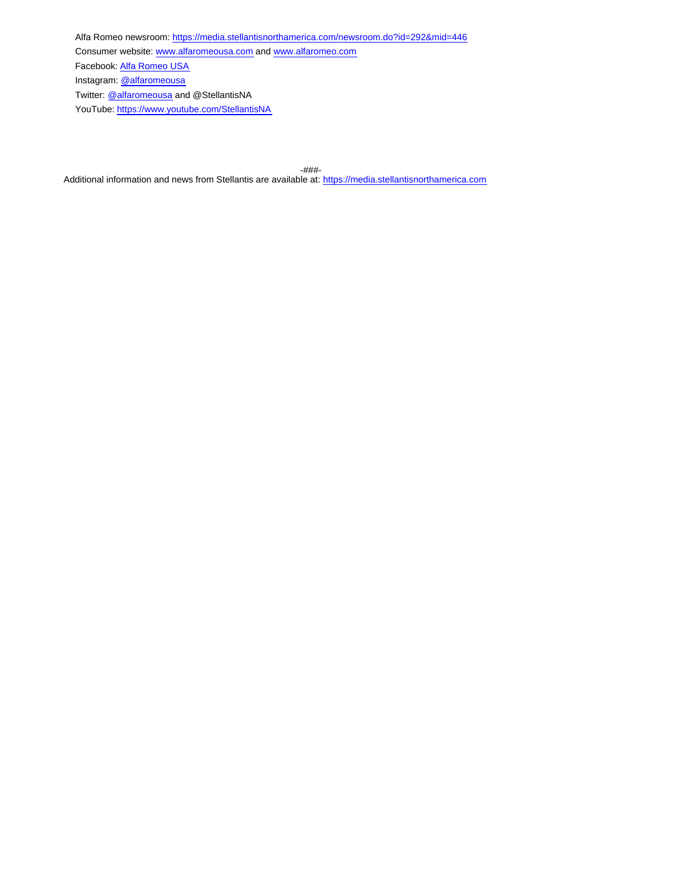Alfa Romeo newsroom: https://media.stellantisnorthamerica.com/newsroom.do?id=292&mid=446

Consumer website: www.alfaromeousa.com and www.alfaromeo.com

Facebook: Alfa Romeo USA

Instagram: @alfaromeousa

Twitter: @alfaromeousa and @StellantisNA

YouTube: https://www.youtube.com/StellantisNA

-###-

Additional information and news from Stellantis are available at: https://media.stellantisnorthamerica.com